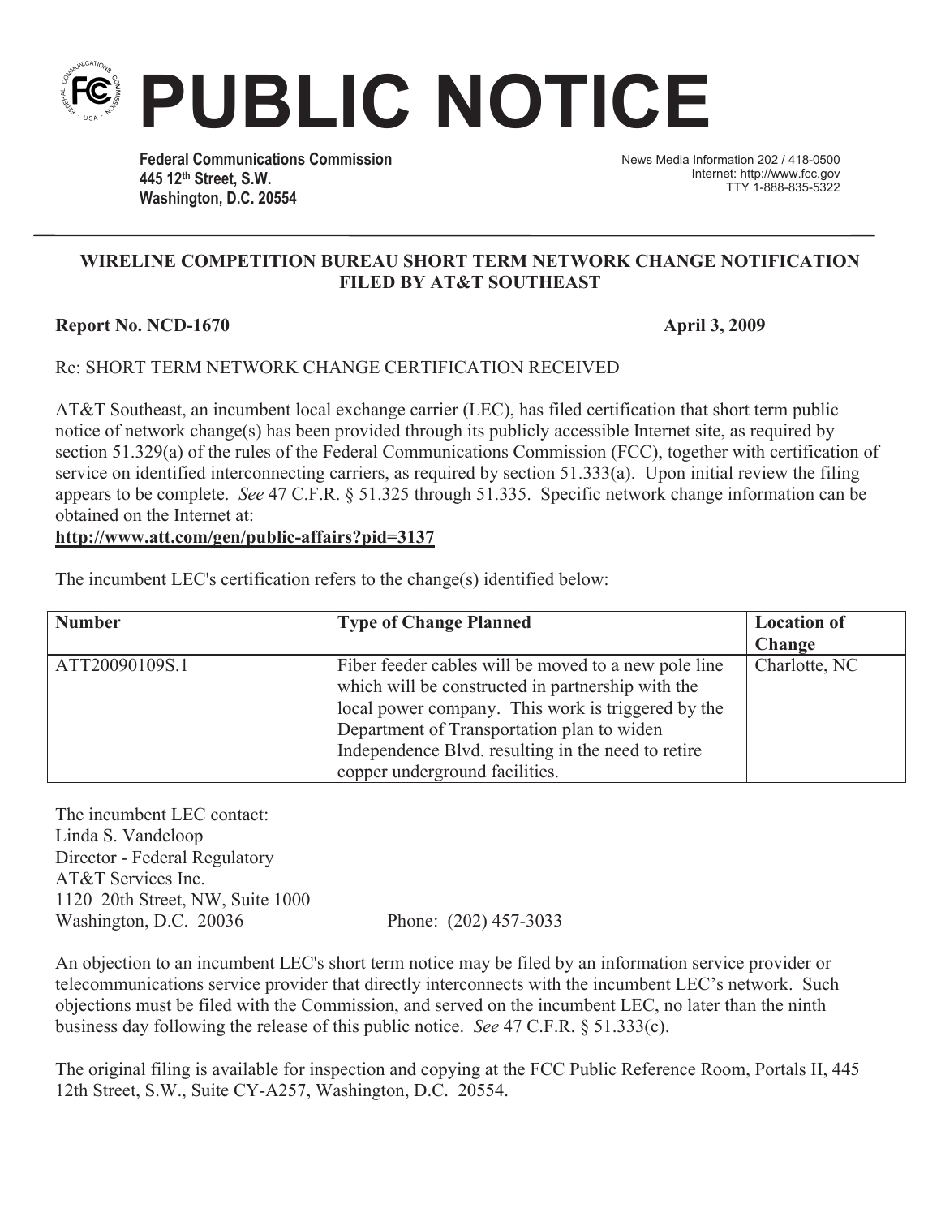# PUBLIC NOTICE

**Federal Communications Commission**
**445 12th Street, S.W.**
**Washington, D.C. 20554**

News Media Information 202 / 418-0500
Internet: http://www.fcc.gov
TTY 1-888-835-5322

## WIRELINE COMPETITION BUREAU SHORT TERM NETWORK CHANGE NOTIFICATION FILED BY AT&T SOUTHEAST

**Report No. NCD-1670** **April 3, 2009**

Re: SHORT TERM NETWORK CHANGE CERTIFICATION RECEIVED

AT&T Southeast, an incumbent local exchange carrier (LEC), has filed certification that short term public notice of network change(s) has been provided through its publicly accessible Internet site, as required by section 51.329(a) of the rules of the Federal Communications Commission (FCC), together with certification of service on identified interconnecting carriers, as required by section 51.333(a). Upon initial review the filing appears to be complete. *See* 47 C.F.R. § 51.325 through 51.335. Specific network change information can be obtained on the Internet at:
**http://www.att.com/gen/public-affairs?pid=3137**

The incumbent LEC's certification refers to the change(s) identified below:

| Number | Type of Change Planned | Location of Change |
|---|---|---|
| ATT20090109S.1 | Fiber feeder cables will be moved to a new pole line which will be constructed in partnership with the local power company. This work is triggered by the Department of Transportation plan to widen Independence Blvd. resulting in the need to retire copper underground facilities. | Charlotte, NC |

The incumbent LEC contact:
Linda S. Vandeloop
Director - Federal Regulatory
AT&T Services Inc.
1120 20th Street, NW, Suite 1000
Washington, D.C. 20036 Phone: (202) 457-3033

An objection to an incumbent LEC's short term notice may be filed by an information service provider or telecommunications service provider that directly interconnects with the incumbent LEC's network. Such objections must be filed with the Commission, and served on the incumbent LEC, no later than the ninth business day following the release of this public notice. *See* 47 C.F.R. § 51.333(c).

The original filing is available for inspection and copying at the FCC Public Reference Room, Portals II, 445 12th Street, S.W., Suite CY-A257, Washington, D.C. 20554.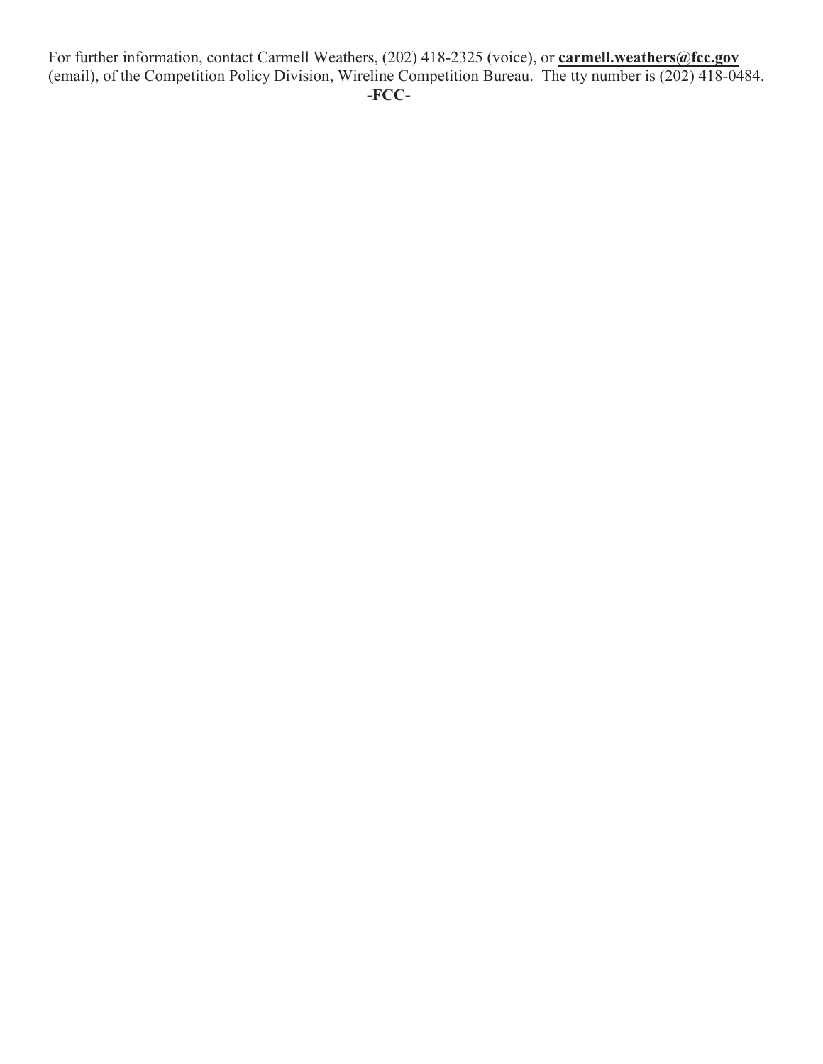For further information, contact Carmell Weathers, (202) 418-2325 (voice), or **carmell.weathers@fcc.gov** (email), of the Competition Policy Division, Wireline Competition Bureau. The tty number is (202) 418-0484.

**-FCC-**